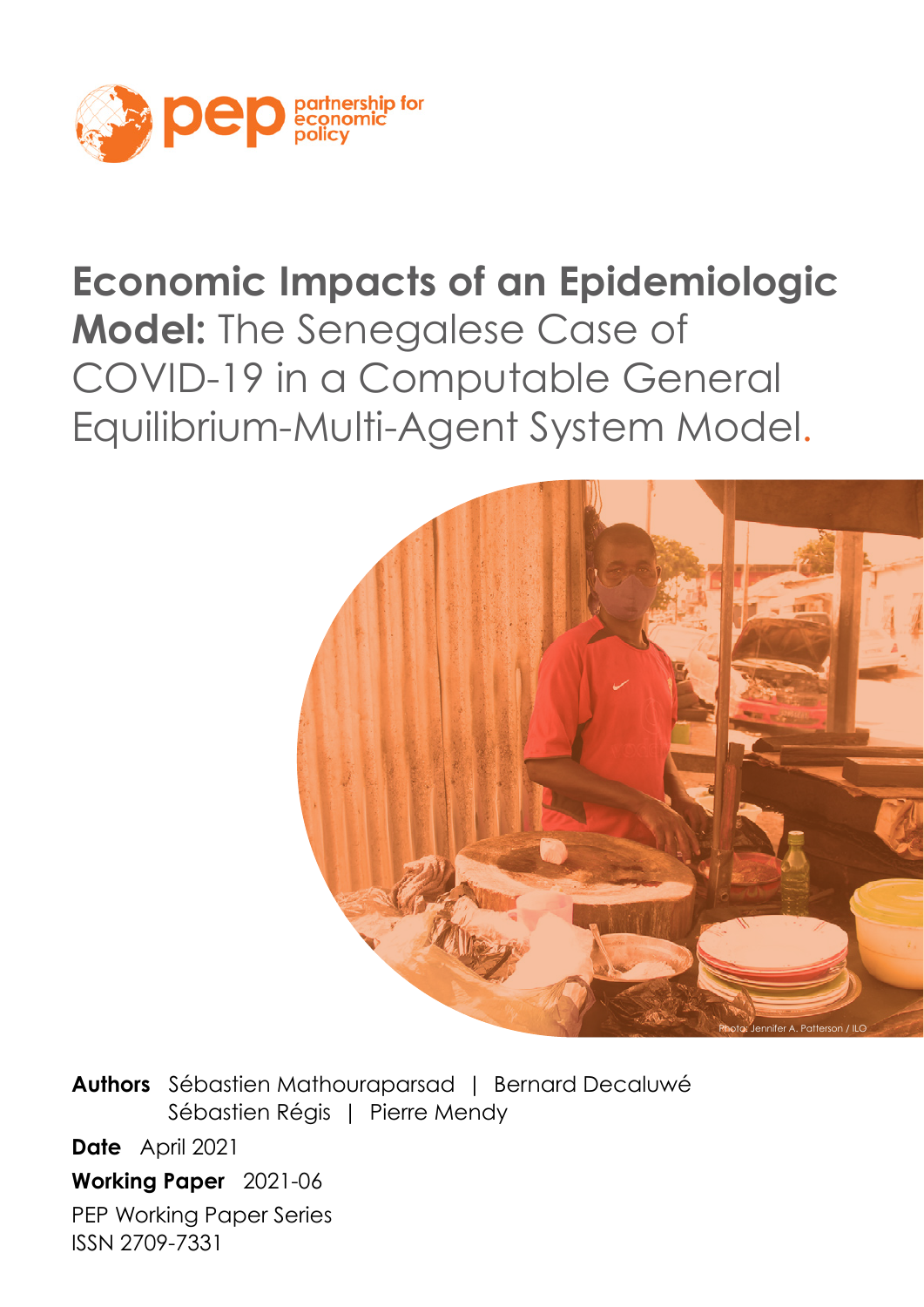partnership for economic policy

# **Economic Impacts of an Epidemiologic Model:** The Senegalese Case of COVID-19 in a Computable General Equilibrium-Multi-Agent System Model.

Photo: Jennifer A. Patterson / ILO

**Authors** Sébastien Mathouraparsad | Bernard Decaluwé
Sébastien Régis | Pierre Mendy

**Date** April 2021

**Working Paper** 2021-06

PEP Working Paper Series
ISSN 2709-7331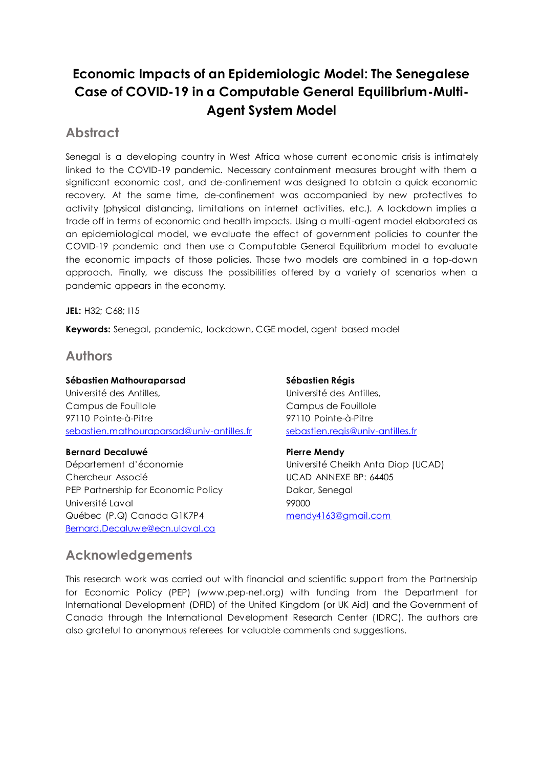# Economic Impacts of an Epidemiologic Model: The Senegalese Case of COVID-19 in a Computable General Equilibrium-Multi-Agent System Model

## Abstract

Senegal is a developing country in West Africa whose current economic crisis is intimately linked to the COVID-19 pandemic. Necessary containment measures brought with them a significant economic cost, and de-confinement was designed to obtain a quick economic recovery. At the same time, de-confinement was accompanied by new protectives to activity (physical distancing, limitations on internet activities, etc.). A lockdown implies a trade off in terms of economic and health impacts. Using a multi-agent model elaborated as an epidemiological model, we evaluate the effect of government policies to counter the COVID-19 pandemic and then use a Computable General Equilibrium model to evaluate the economic impacts of those policies. Those two models are combined in a top-down approach. Finally, we discuss the possibilities offered by a variety of scenarios when a pandemic appears in the economy.

**JEL:** H32; C68; I15

**Keywords:** Senegal, pandemic, lockdown, CGE model, agent based model

## Authors

**Sébastien Mathouraparsad**
Université des Antilles,
Campus de Fouillole
97110 Pointe-à-Pitre
sebastien.mathouraparsad@univ-antilles.fr

**Sébastien Régis**
Université des Antilles,
Campus de Fouillole
97110 Pointe-à-Pitre
sebastien.regis@univ-antilles.fr

**Bernard Decaluwé**
Département d'économie
Chercheur Associé
PEP Partnership for Economic Policy
Université Laval
Québec (P.Q) Canada G1K7P4
Bernard.Decaluwe@ecn.ulaval.ca

**Pierre Mendy**
Université Cheikh Anta Diop (UCAD)
UCAD ANNEXE BP: 64405
Dakar, Senegal
99000
mendy4163@gmail.com

## Acknowledgements

This research work was carried out with financial and scientific support from the Partnership for Economic Policy (PEP) (www.pep-net.org) with funding from the Department for International Development (DFID) of the United Kingdom (or UK Aid) and the Government of Canada through the International Development Research Center (IDRC). The authors are also grateful to anonymous referees for valuable comments and suggestions.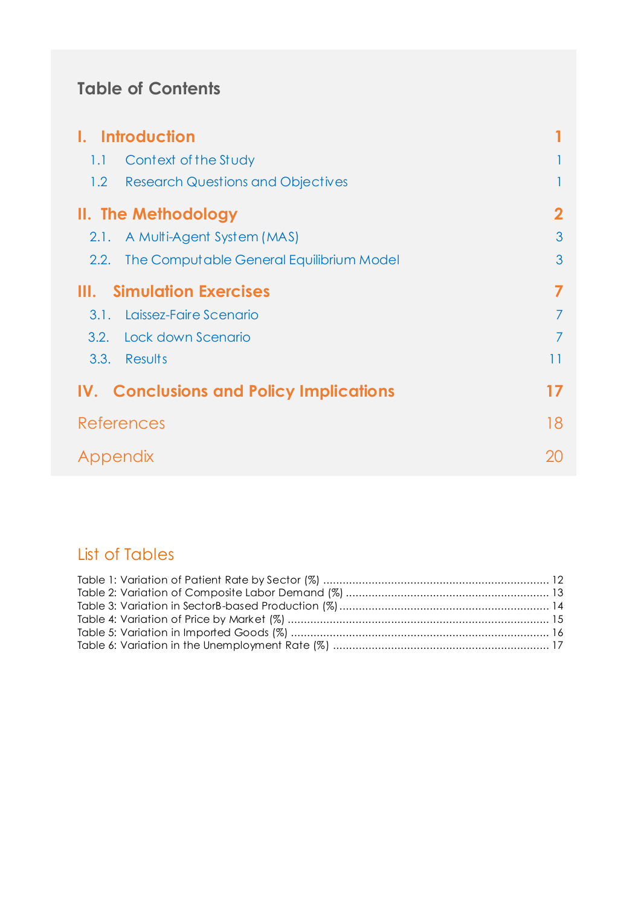## Table of Contents

| | |
|---|---|
| **I. Introduction** | **1** |
| 1.1 Context of the Study | 1 |
| 1.2 Research Questions and Objectives | 1 |
| **II. The Methodology** | **2** |
| 2.1. A Multi-Agent System (MAS) | 3 |
| 2.2. The Computable General Equilibrium Model | 3 |
| **III. Simulation Exercises** | **7** |
| 3.1. Laissez-Faire Scenario | 7 |
| 3.2. Lock down Scenario | 7 |
| 3.3. Results | 11 |
| **IV. Conclusions and Policy Implications** | **17** |
| References | 18 |
| Appendix | 20 |

## List of Tables

Table 1: Variation of Patient Rate by Sector (%) ..................................................................... 12
Table 2: Variation of Composite Labor Demand (%) .............................................................. 13
Table 3: Variation in SectorB-based Production (%) ................................................................ 14
Table 4: Variation of Price by Market (%) ................................................................................ 15
Table 5: Variation in Imported Goods (%) ............................................................................... 16
Table 6: Variation in the Unemployment Rate (%) .................................................................. 17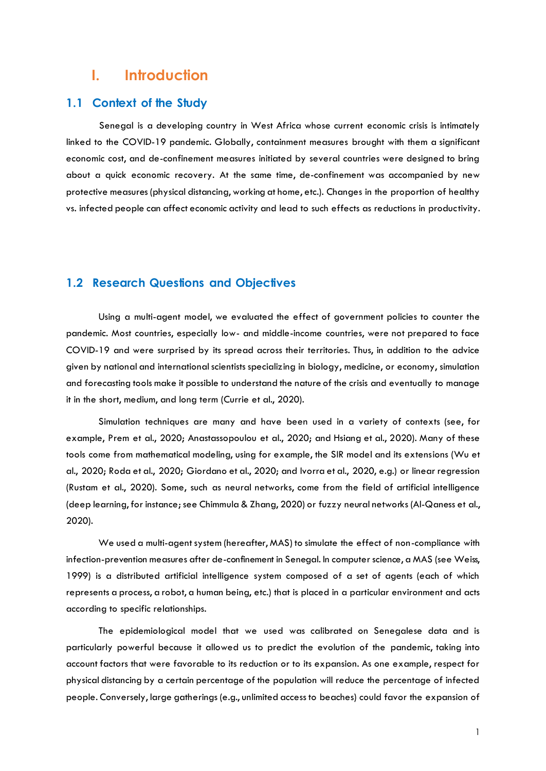# I. Introduction

## 1.1 Context of the Study

Senegal is a developing country in West Africa whose current economic crisis is intimately linked to the COVID-19 pandemic. Globally, containment measures brought with them a significant economic cost, and de-confinement measures initiated by several countries were designed to bring about a quick economic recovery. At the same time, de-confinement was accompanied by new protective measures (physical distancing, working at home, etc.). Changes in the proportion of healthy vs. infected people can affect economic activity and lead to such effects as reductions in productivity.

## 1.2 Research Questions and Objectives

Using a multi-agent model, we evaluated the effect of government policies to counter the pandemic. Most countries, especially low- and middle-income countries, were not prepared to face COVID-19 and were surprised by its spread across their territories. Thus, in addition to the advice given by national and international scientists specializing in biology, medicine, or economy, simulation and forecasting tools make it possible to understand the nature of the crisis and eventually to manage it in the short, medium, and long term (Currie et al., 2020).

Simulation techniques are many and have been used in a variety of contexts (see, for example, Prem et al., 2020; Anastassopoulou et al., 2020; and Hsiang et al., 2020). Many of these tools come from mathematical modeling, using for example, the SIR model and its extensions (Wu et al., 2020; Roda et al., 2020; Giordano et al., 2020; and Ivorra et al., 2020, e.g.) or linear regression (Rustam et al., 2020). Some, such as neural networks, come from the field of artificial intelligence (deep learning, for instance; see Chimmula & Zhang, 2020) or fuzzy neural networks (Al-Qaness et al., 2020).

We used a multi-agent system (hereafter, MAS) to simulate the effect of non-compliance with infection-prevention measures after de-confinement in Senegal. In computer science, a MAS (see Weiss, 1999) is a distributed artificial intelligence system composed of a set of agents (each of which represents a process, a robot, a human being, etc.) that is placed in a particular environment and acts according to specific relationships.

The epidemiological model that we used was calibrated on Senegalese data and is particularly powerful because it allowed us to predict the evolution of the pandemic, taking into account factors that were favorable to its reduction or to its expansion. As one example, respect for physical distancing by a certain percentage of the population will reduce the percentage of infected people. Conversely, large gatherings (e.g., unlimited access to beaches) could favor the expansion of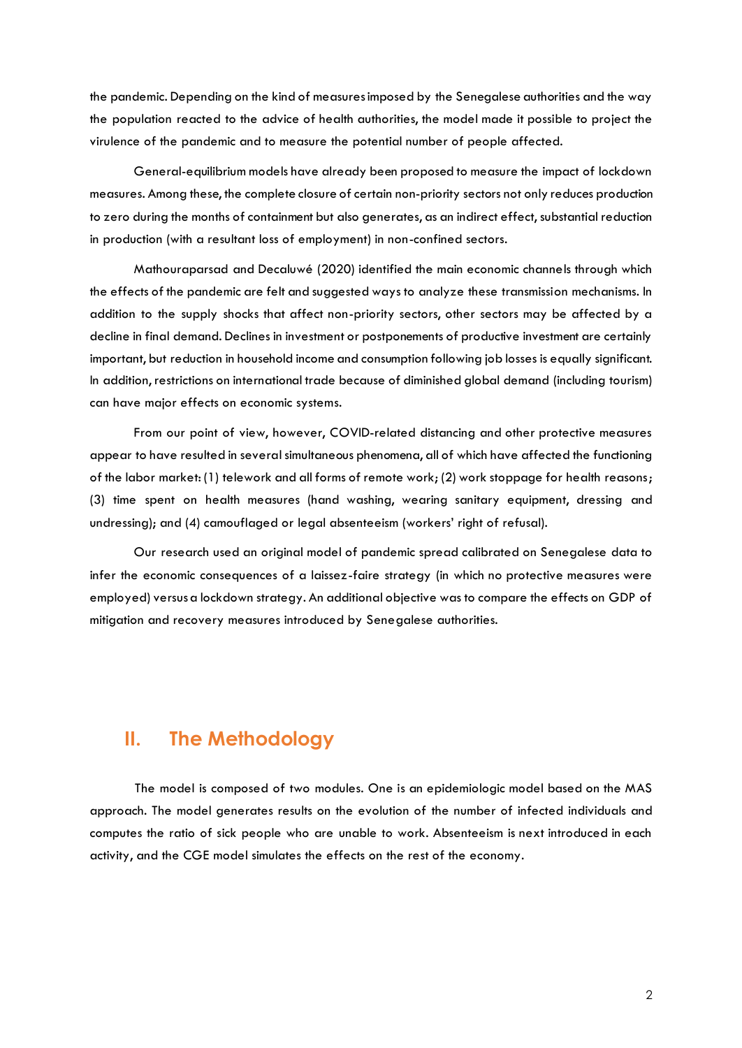the pandemic. Depending on the kind of measures imposed by the Senegalese authorities and the way the population reacted to the advice of health authorities, the model made it possible to project the virulence of the pandemic and to measure the potential number of people affected.

General-equilibrium models have already been proposed to measure the impact of lockdown measures. Among these, the complete closure of certain non-priority sectors not only reduces production to zero during the months of containment but also generates, as an indirect effect, substantial reduction in production (with a resultant loss of employment) in non-confined sectors.

Mathouraparsad and Decaluwé (2020) identified the main economic channels through which the effects of the pandemic are felt and suggested ways to analyze these transmission mechanisms. In addition to the supply shocks that affect non-priority sectors, other sectors may be affected by a decline in final demand. Declines in investment or postponements of productive investment are certainly important, but reduction in household income and consumption following job losses is equally significant. In addition, restrictions on international trade because of diminished global demand (including tourism) can have major effects on economic systems.

From our point of view, however, COVID-related distancing and other protective measures appear to have resulted in several simultaneous phenomena, all of which have affected the functioning of the labor market: (1) telework and all forms of remote work; (2) work stoppage for health reasons; (3) time spent on health measures (hand washing, wearing sanitary equipment, dressing and undressing); and (4) camouflaged or legal absenteeism (workers' right of refusal).

Our research used an original model of pandemic spread calibrated on Senegalese data to infer the economic consequences of a laissez-faire strategy (in which no protective measures were employed) versus a lockdown strategy. An additional objective was to compare the effects on GDP of mitigation and recovery measures introduced by Senegalese authorities.

## II. The Methodology

The model is composed of two modules. One is an epidemiologic model based on the MAS approach. The model generates results on the evolution of the number of infected individuals and computes the ratio of sick people who are unable to work. Absenteeism is next introduced in each activity, and the CGE model simulates the effects on the rest of the economy.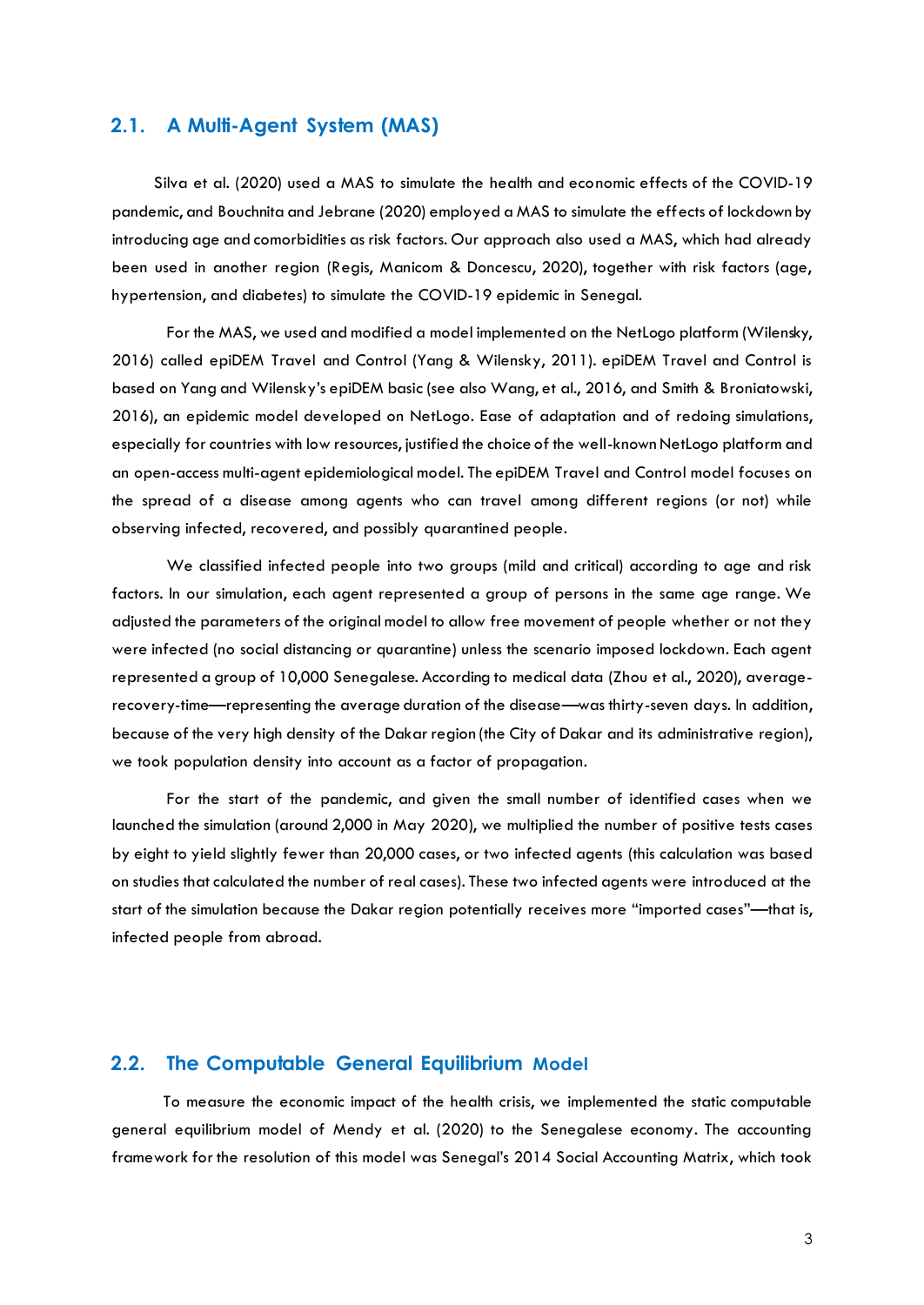## 2.1. A Multi-Agent System (MAS)

Silva et al. (2020) used a MAS to simulate the health and economic effects of the COVID-19 pandemic, and Bouchnita and Jebrane (2020) employed a MAS to simulate the effects of lockdown by introducing age and comorbidities as risk factors. Our approach also used a MAS, which had already been used in another region (Regis, Manicom & Doncescu, 2020), together with risk factors (age, hypertension, and diabetes) to simulate the COVID-19 epidemic in Senegal.

For the MAS, we used and modified a model implemented on the NetLogo platform (Wilensky, 2016) called epiDEM Travel and Control (Yang & Wilensky, 2011). epiDEM Travel and Control is based on Yang and Wilensky's epiDEM basic (see also Wang, et al., 2016, and Smith & Broniatowski, 2016), an epidemic model developed on NetLogo. Ease of adaptation and of redoing simulations, especially for countries with low resources, justified the choice of the well-known NetLogo platform and an open-access multi-agent epidemiological model. The epiDEM Travel and Control model focuses on the spread of a disease among agents who can travel among different regions (or not) while observing infected, recovered, and possibly quarantined people.

We classified infected people into two groups (mild and critical) according to age and risk factors. In our simulation, each agent represented a group of persons in the same age range. We adjusted the parameters of the original model to allow free movement of people whether or not they were infected (no social distancing or quarantine) unless the scenario imposed lockdown. Each agent represented a group of 10,000 Senegalese. According to medical data (Zhou et al., 2020), average-recovery-time—representing the average duration of the disease—was thirty-seven days. In addition, because of the very high density of the Dakar region (the City of Dakar and its administrative region), we took population density into account as a factor of propagation.

For the start of the pandemic, and given the small number of identified cases when we launched the simulation (around 2,000 in May 2020), we multiplied the number of positive tests cases by eight to yield slightly fewer than 20,000 cases, or two infected agents (this calculation was based on studies that calculated the number of real cases). These two infected agents were introduced at the start of the simulation because the Dakar region potentially receives more "imported cases"—that is, infected people from abroad.

## 2.2. The Computable General Equilibrium Model

To measure the economic impact of the health crisis, we implemented the static computable general equilibrium model of Mendy et al. (2020) to the Senegalese economy. The accounting framework for the resolution of this model was Senegal's 2014 Social Accounting Matrix, which took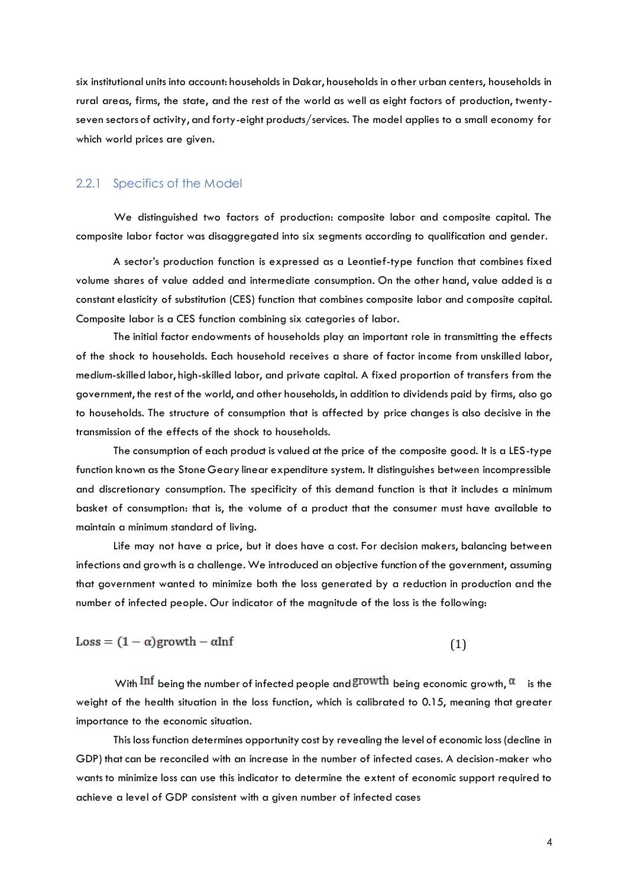six institutional units into account: households in Dakar, households in other urban centers, households in rural areas, firms, the state, and the rest of the world as well as eight factors of production, twenty-seven sectors of activity, and forty-eight products/services. The model applies to a small economy for which world prices are given.

### 2.2.1 Specifics of the Model

We distinguished two factors of production: composite labor and composite capital. The composite labor factor was disaggregated into six segments according to qualification and gender.

A sector's production function is expressed as a Leontief-type function that combines fixed volume shares of value added and intermediate consumption. On the other hand, value added is a constant elasticity of substitution (CES) function that combines composite labor and composite capital. Composite labor is a CES function combining six categories of labor.

The initial factor endowments of households play an important role in transmitting the effects of the shock to households. Each household receives a share of factor income from unskilled labor, medium-skilled labor, high-skilled labor, and private capital. A fixed proportion of transfers from the government, the rest of the world, and other households, in addition to dividends paid by firms, also go to households. The structure of consumption that is affected by price changes is also decisive in the transmission of the effects of the shock to households.

The consumption of each product is valued at the price of the composite good. It is a LES-type function known as the Stone Geary linear expenditure system. It distinguishes between incompressible and discretionary consumption. The specificity of this demand function is that it includes a minimum basket of consumption: that is, the volume of a product that the consumer must have available to maintain a minimum standard of living.

Life may not have a price, but it does have a cost. For decision makers, balancing between infections and growth is a challenge. We introduced an objective function of the government, assuming that government wanted to minimize both the loss generated by a reduction in production and the number of infected people. Our indicator of the magnitude of the loss is the following:

$$\text{Loss} = (1-\alpha)\text{growth} - \alpha\text{Inf} \tag{1}$$

With $\text{Inf}$ being the number of infected people and $\text{growth}$ being economic growth, $\alpha$ is the weight of the health situation in the loss function, which is calibrated to 0.15, meaning that greater importance to the economic situation.

This loss function determines opportunity cost by revealing the level of economic loss (decline in GDP) that can be reconciled with an increase in the number of infected cases. A decision-maker who wants to minimize loss can use this indicator to determine the extent of economic support required to achieve a level of GDP consistent with a given number of infected cases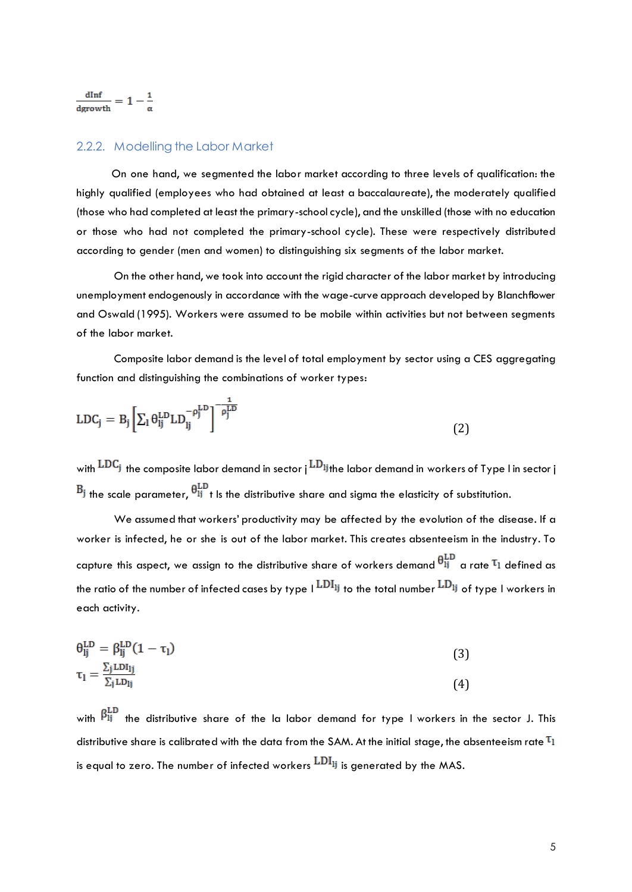$$\frac{dInf}{dgrowth} = 1 - \frac{1}{\alpha}$$

### 2.2.2. Modelling the Labor Market

On one hand, we segmented the labor market according to three levels of qualification: the highly qualified (employees who had obtained at least a baccalaureate), the moderately qualified (those who had completed at least the primary-school cycle), and the unskilled (those with no education or those who had not completed the primary-school cycle). These were respectively distributed according to gender (men and women) to distinguishing six segments of the labor market.

On the other hand, we took into account the rigid character of the labor market by introducing unemployment endogenously in accordance with the wage-curve approach developed by Blanchflower and Oswald (1995). Workers were assumed to be mobile within activities but not between segments of the labor market.

Composite labor demand is the level of total employment by sector using a CES aggregating function and distinguishing the combinations of worker types:

$$LDC_j = B_j \left[ \sum_l \theta_{lj}^{LD} LD_{lj}^{-\rho_j^{LD}} \right]^{-\frac{1}{\rho_j^{LD}}} \quad (2)$$

with $LDC_j$ the composite labor demand in sector j $LD_{lj}$ the labor demand in workers of Type l in sector j $B_j$ the scale parameter, $\theta_{lj}^{LD}$ t Is the distributive share and sigma the elasticity of substitution.

We assumed that workers' productivity may be affected by the evolution of the disease. If a worker is infected, he or she is out of the labor market. This creates absenteeism in the industry. To capture this aspect, we assign to the distributive share of workers demand $\theta_{lj}^{LD}$ a rate $\tau_l$ defined as the ratio of the number of infected cases by type l $LDI_{lj}$ to the total number $LD_{lj}$ of type l workers in each activity.

$$\theta_{lj}^{LD} = \beta_{lj}^{LD}(1 - \tau_l) \quad (3)$$

$$\tau_l = \frac{\sum_j LDI_{lj}}{\sum_j LD_{lj}} \quad (4)$$

with $\beta_{lj}^{LD}$ the distributive share of the la labor demand for type l workers in the sector J. This distributive share is calibrated with the data from the SAM. At the initial stage, the absenteeism rate $\tau_l$ is equal to zero. The number of infected workers $LDI_{lj}$ is generated by the MAS.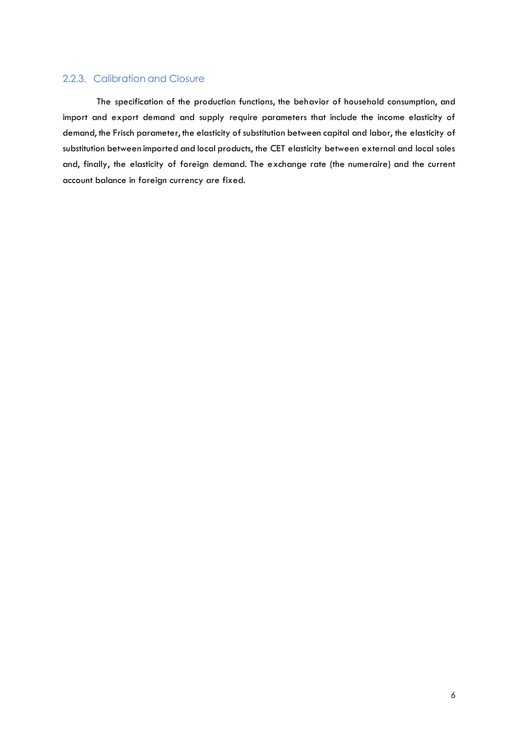### 2.2.3. Calibration and Closure

The specification of the production functions, the behavior of household consumption, and import and export demand and supply require parameters that include the income elasticity of demand, the Frisch parameter, the elasticity of substitution between capital and labor, the elasticity of substitution between imported and local products, the CET elasticity between external and local sales and, finally, the elasticity of foreign demand. The exchange rate (the numeraire) and the current account balance in foreign currency are fixed.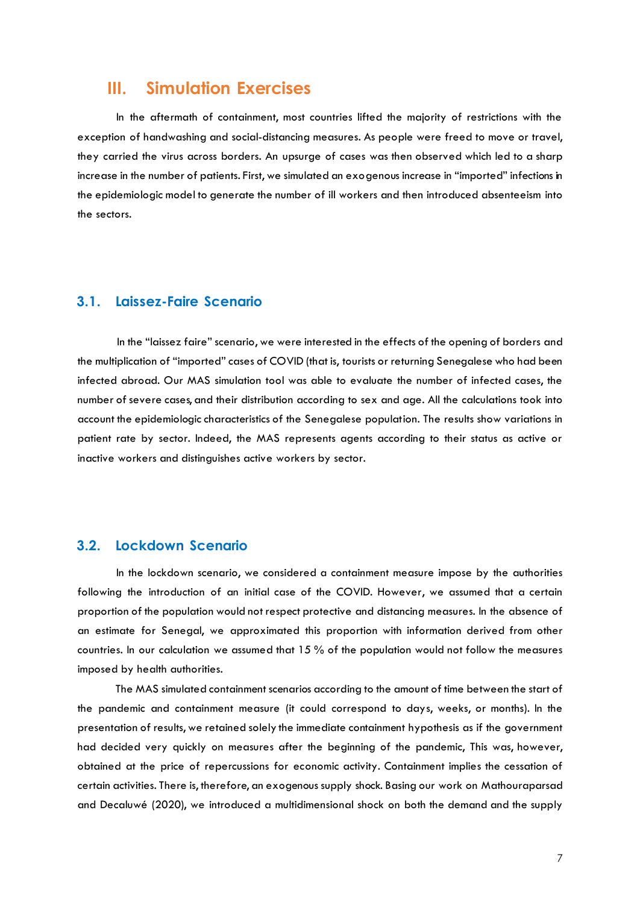## III. Simulation Exercises

In the aftermath of containment, most countries lifted the majority of restrictions with the exception of handwashing and social-distancing measures. As people were freed to move or travel, they carried the virus across borders. An upsurge of cases was then observed which led to a sharp increase in the number of patients. First, we simulated an exogenous increase in "imported" infections in the epidemiologic model to generate the number of ill workers and then introduced absenteeism into the sectors.

### 3.1. Laissez-Faire Scenario

In the "laissez faire" scenario, we were interested in the effects of the opening of borders and the multiplication of "imported" cases of COVID (that is, tourists or returning Senegalese who had been infected abroad. Our MAS simulation tool was able to evaluate the number of infected cases, the number of severe cases, and their distribution according to sex and age. All the calculations took into account the epidemiologic characteristics of the Senegalese population. The results show variations in patient rate by sector. Indeed, the MAS represents agents according to their status as active or inactive workers and distinguishes active workers by sector.

### 3.2. Lockdown Scenario

In the lockdown scenario, we considered a containment measure impose by the authorities following the introduction of an initial case of the COVID. However, we assumed that a certain proportion of the population would not respect protective and distancing measures. In the absence of an estimate for Senegal, we approximated this proportion with information derived from other countries. In our calculation we assumed that 15 % of the population would not follow the measures imposed by health authorities.

The MAS simulated containment scenarios according to the amount of time between the start of the pandemic and containment measure (it could correspond to days, weeks, or months). In the presentation of results, we retained solely the immediate containment hypothesis as if the government had decided very quickly on measures after the beginning of the pandemic, This was, however, obtained at the price of repercussions for economic activity. Containment implies the cessation of certain activities. There is, therefore, an exogenous supply shock. Basing our work on Mathouraparsad and Decaluwé (2020), we introduced a multidimensional shock on both the demand and the supply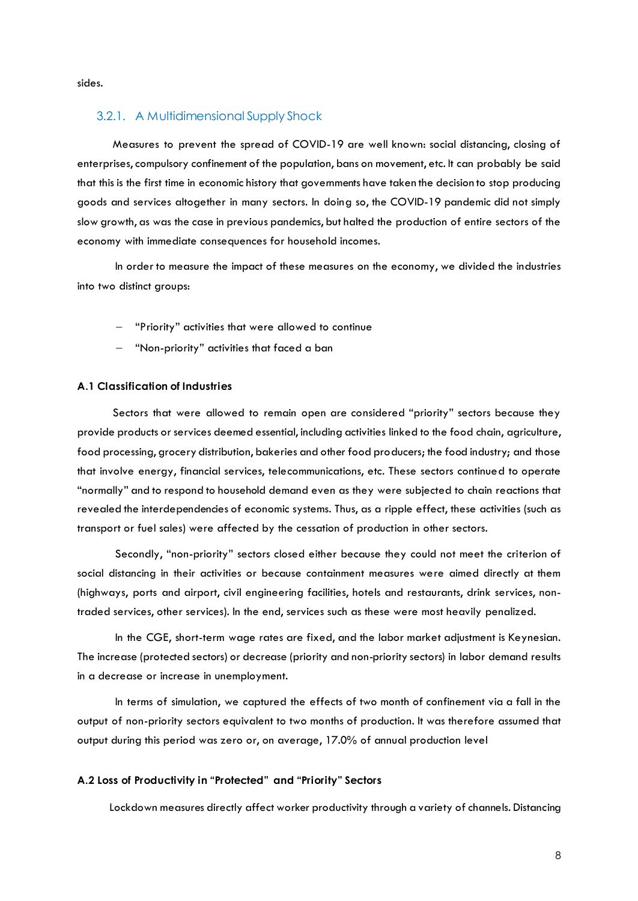sides.

### 3.2.1. A Multidimensional Supply Shock

Measures to prevent the spread of COVID-19 are well known: social distancing, closing of enterprises, compulsory confinement of the population, bans on movement, etc. It can probably be said that this is the first time in economic history that governments have taken the decision to stop producing goods and services altogether in many sectors. In doing so, the COVID-19 pandemic did not simply slow growth, as was the case in previous pandemics, but halted the production of entire sectors of the economy with immediate consequences for household incomes.

In order to measure the impact of these measures on the economy, we divided the industries into two distinct groups:

- "Priority" activities that were allowed to continue
- "Non-priority" activities that faced a ban

**A.1 Classification of Industries**

Sectors that were allowed to remain open are considered "priority" sectors because they provide products or services deemed essential, including activities linked to the food chain, agriculture, food processing, grocery distribution, bakeries and other food producers; the food industry; and those that involve energy, financial services, telecommunications, etc. These sectors continued to operate "normally" and to respond to household demand even as they were subjected to chain reactions that revealed the interdependencies of economic systems. Thus, as a ripple effect, these activities (such as transport or fuel sales) were affected by the cessation of production in other sectors.

Secondly, "non-priority" sectors closed either because they could not meet the criterion of social distancing in their activities or because containment measures were aimed directly at them (highways, ports and airport, civil engineering facilities, hotels and restaurants, drink services, non-traded services, other services). In the end, services such as these were most heavily penalized.

In the CGE, short-term wage rates are fixed, and the labor market adjustment is Keynesian. The increase (protected sectors) or decrease (priority and non-priority sectors) in labor demand results in a decrease or increase in unemployment.

In terms of simulation, we captured the effects of two month of confinement via a fall in the output of non-priority sectors equivalent to two months of production. It was therefore assumed that output during this period was zero or, on average, 17.0% of annual production level

**A.2 Loss of Productivity in "Protected" and "Priority" Sectors**

Lockdown measures directly affect worker productivity through a variety of channels. Distancing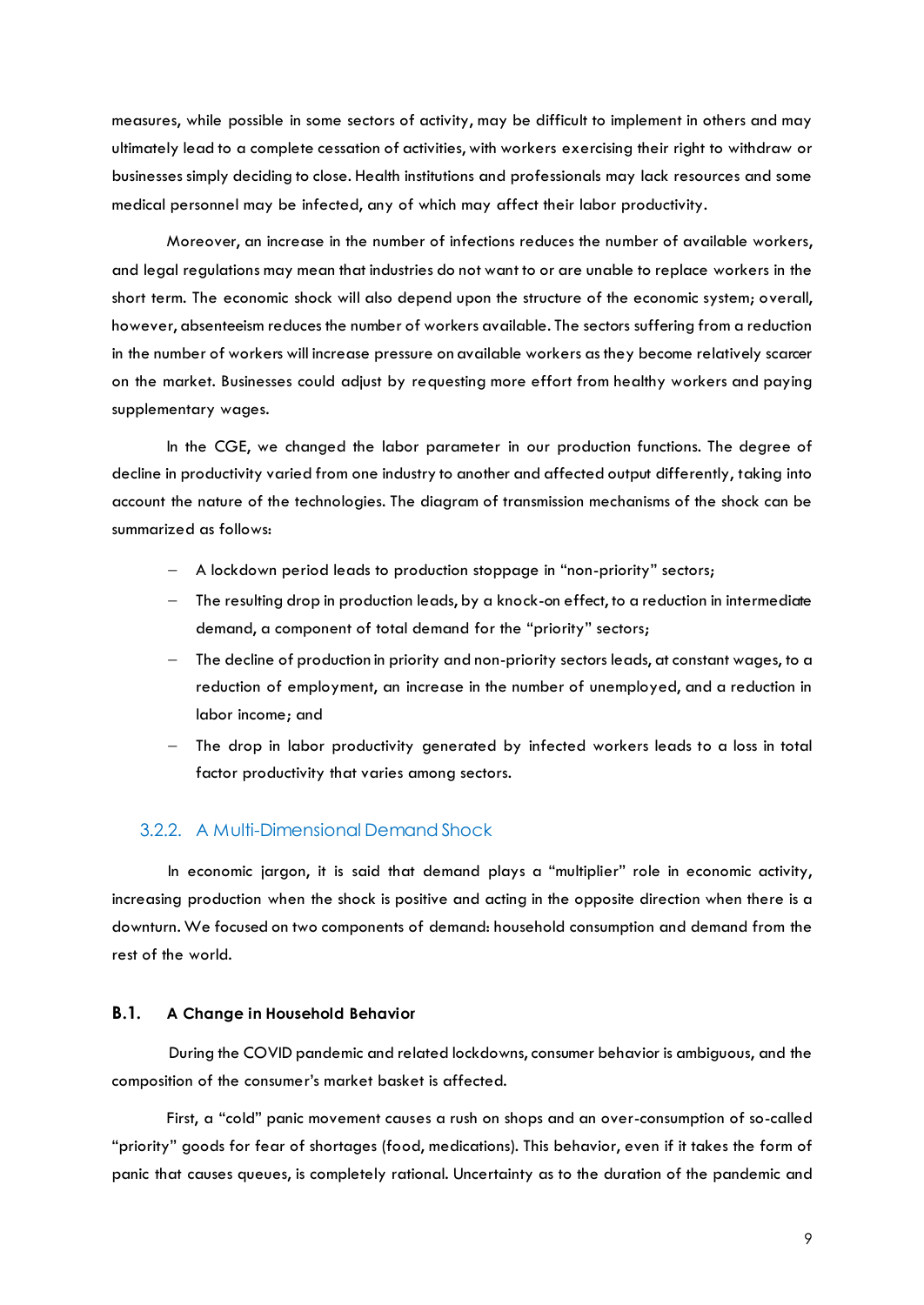measures, while possible in some sectors of activity, may be difficult to implement in others and may ultimately lead to a complete cessation of activities, with workers exercising their right to withdraw or businesses simply deciding to close. Health institutions and professionals may lack resources and some medical personnel may be infected, any of which may affect their labor productivity.

Moreover, an increase in the number of infections reduces the number of available workers, and legal regulations may mean that industries do not want to or are unable to replace workers in the short term. The economic shock will also depend upon the structure of the economic system; overall, however, absenteeism reduces the number of workers available. The sectors suffering from a reduction in the number of workers will increase pressure on available workers as they become relatively scarcer on the market. Businesses could adjust by requesting more effort from healthy workers and paying supplementary wages.

In the CGE, we changed the labor parameter in our production functions. The degree of decline in productivity varied from one industry to another and affected output differently, taking into account the nature of the technologies. The diagram of transmission mechanisms of the shock can be summarized as follows:

- A lockdown period leads to production stoppage in "non-priority" sectors;
- The resulting drop in production leads, by a knock-on effect, to a reduction in intermediate demand, a component of total demand for the "priority" sectors;
- The decline of production in priority and non-priority sectors leads, at constant wages, to a reduction of employment, an increase in the number of unemployed, and a reduction in labor income; and
- The drop in labor productivity generated by infected workers leads to a loss in total factor productivity that varies among sectors.

### 3.2.2. A Multi-Dimensional Demand Shock

In economic jargon, it is said that demand plays a "multiplier" role in economic activity, increasing production when the shock is positive and acting in the opposite direction when there is a downturn. We focused on two components of demand: household consumption and demand from the rest of the world.

#### B.1. A Change in Household Behavior

During the COVID pandemic and related lockdowns, consumer behavior is ambiguous, and the composition of the consumer's market basket is affected.

First, a "cold" panic movement causes a rush on shops and an over-consumption of so-called "priority" goods for fear of shortages (food, medications). This behavior, even if it takes the form of panic that causes queues, is completely rational. Uncertainty as to the duration of the pandemic and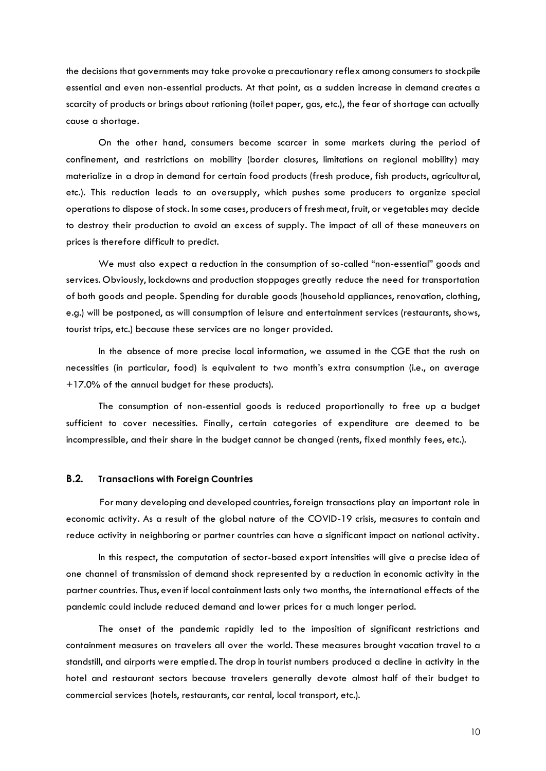the decisions that governments may take provoke a precautionary reflex among consumers to stockpile essential and even non-essential products. At that point, as a sudden increase in demand creates a scarcity of products or brings about rationing (toilet paper, gas, etc.), the fear of shortage can actually cause a shortage.

On the other hand, consumers become scarcer in some markets during the period of confinement, and restrictions on mobility (border closures, limitations on regional mobility) may materialize in a drop in demand for certain food products (fresh produce, fish products, agricultural, etc.). This reduction leads to an oversupply, which pushes some producers to organize special operations to dispose of stock. In some cases, producers of fresh meat, fruit, or vegetables may decide to destroy their production to avoid an excess of supply. The impact of all of these maneuvers on prices is therefore difficult to predict.

We must also expect a reduction in the consumption of so-called "non-essential" goods and services. Obviously, lockdowns and production stoppages greatly reduce the need for transportation of both goods and people. Spending for durable goods (household appliances, renovation, clothing, e.g.) will be postponed, as will consumption of leisure and entertainment services (restaurants, shows, tourist trips, etc.) because these services are no longer provided.

In the absence of more precise local information, we assumed in the CGE that the rush on necessities (in particular, food) is equivalent to two month's extra consumption (i.e., on average +17.0% of the annual budget for these products).

The consumption of non-essential goods is reduced proportionally to free up a budget sufficient to cover necessities. Finally, certain categories of expenditure are deemed to be incompressible, and their share in the budget cannot be changed (rents, fixed monthly fees, etc.).

### B.2. Transactions with Foreign Countries

For many developing and developed countries, foreign transactions play an important role in economic activity. As a result of the global nature of the COVID-19 crisis, measures to contain and reduce activity in neighboring or partner countries can have a significant impact on national activity.

In this respect, the computation of sector-based export intensities will give a precise idea of one channel of transmission of demand shock represented by a reduction in economic activity in the partner countries. Thus, even if local containment lasts only two months, the international effects of the pandemic could include reduced demand and lower prices for a much longer period.

The onset of the pandemic rapidly led to the imposition of significant restrictions and containment measures on travelers all over the world. These measures brought vacation travel to a standstill, and airports were emptied. The drop in tourist numbers produced a decline in activity in the hotel and restaurant sectors because travelers generally devote almost half of their budget to commercial services (hotels, restaurants, car rental, local transport, etc.).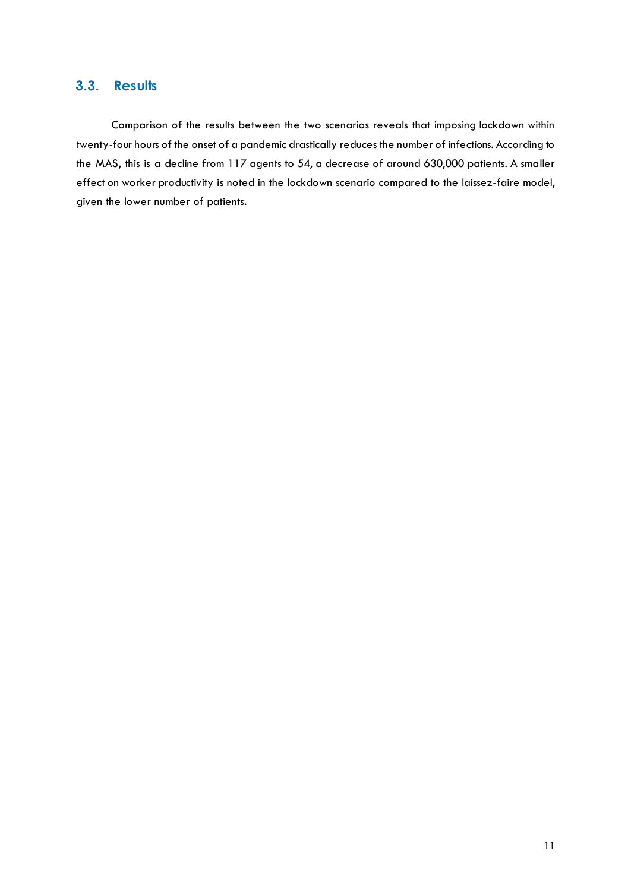## 3.3. Results

Comparison of the results between the two scenarios reveals that imposing lockdown within twenty-four hours of the onset of a pandemic drastically reduces the number of infections. According to the MAS, this is a decline from 117 agents to 54, a decrease of around 630,000 patients. A smaller effect on worker productivity is noted in the lockdown scenario compared to the laissez-faire model, given the lower number of patients.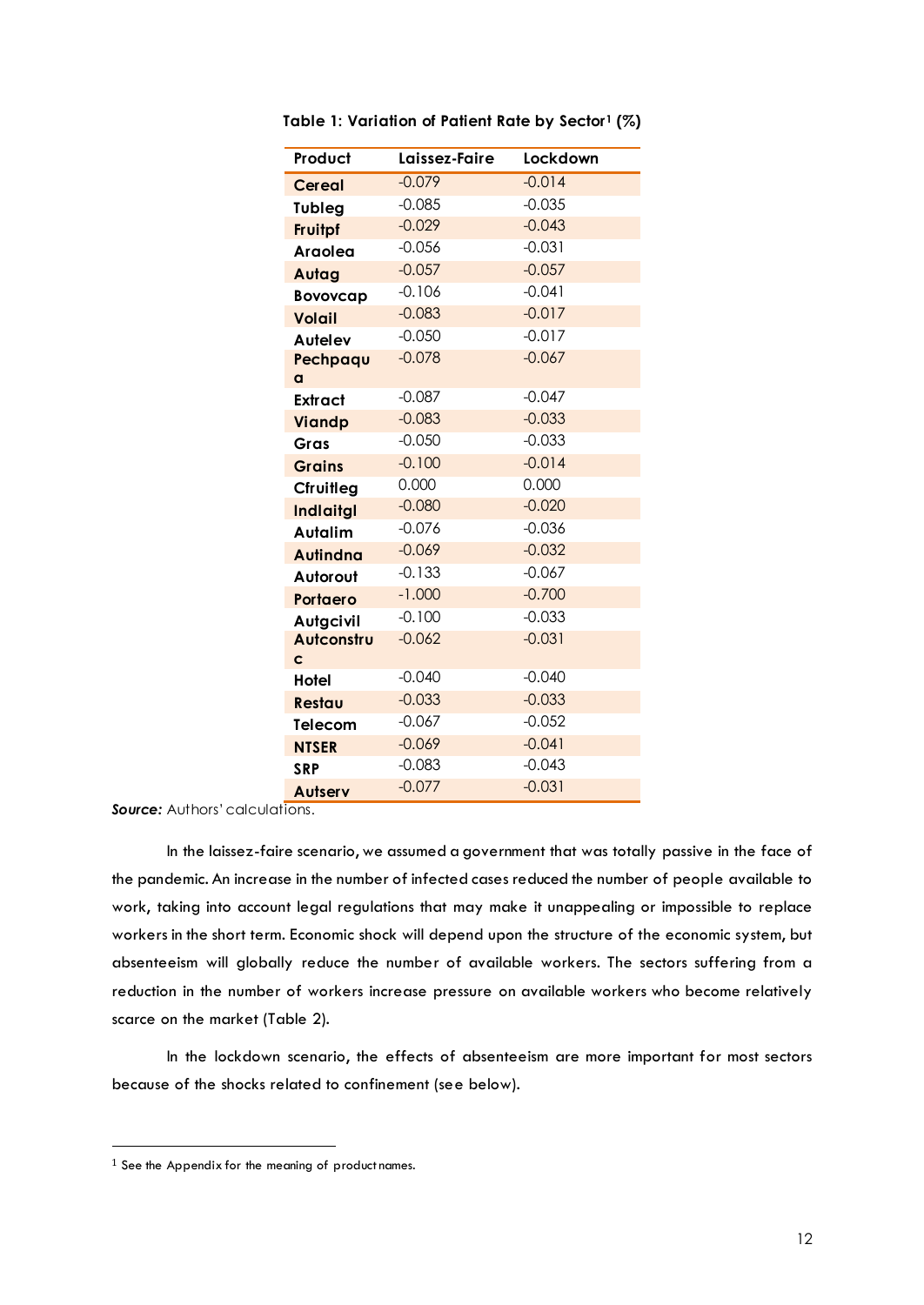**Table 1: Variation of Patient Rate by Sector[1] (%)**

| Product | Laissez-Faire | Lockdown |
|---|---|---|
| Cereal | -0.079 | -0.014 |
| Tubleg | -0.085 | -0.035 |
| Fruitpf | -0.029 | -0.043 |
| Araolea | -0.056 | -0.031 |
| Autag | -0.057 | -0.057 |
| Bovovcap | -0.106 | -0.041 |
| Volail | -0.083 | -0.017 |
| Autelev | -0.050 | -0.017 |
| Pechpaqua | -0.078 | -0.067 |
| Extract | -0.087 | -0.047 |
| Viandp | -0.083 | -0.033 |
| Gras | -0.050 | -0.033 |
| Grains | -0.100 | -0.014 |
| Cfruitleg | 0.000 | 0.000 |
| Indlaitgl | -0.080 | -0.020 |
| Autalim | -0.076 | -0.036 |
| Autindna | -0.069 | -0.032 |
| Autorout | -0.133 | -0.067 |
| Portaero | -1.000 | -0.700 |
| Autgcivil | -0.100 | -0.033 |
| Autconstruc | -0.062 | -0.031 |
| Hotel | -0.040 | -0.040 |
| Restau | -0.033 | -0.033 |
| Telecom | -0.067 | -0.052 |
| NTSER | -0.069 | -0.041 |
| SRP | -0.083 | -0.043 |
| Autserv | -0.077 | -0.031 |

***Source:*** Authors' calculations.

In the laissez-faire scenario, we assumed a government that was totally passive in the face of the pandemic. An increase in the number of infected cases reduced the number of people available to work, taking into account legal regulations that may make it unappealing or impossible to replace workers in the short term. Economic shock will depend upon the structure of the economic system, but absenteeism will globally reduce the number of available workers. The sectors suffering from a reduction in the number of workers increase pressure on available workers who become relatively scarce on the market (Table 2).

In the lockdown scenario, the effects of absenteeism are more important for most sectors because of the shocks related to confinement (see below).

[1] See the Appendix for the meaning of product names.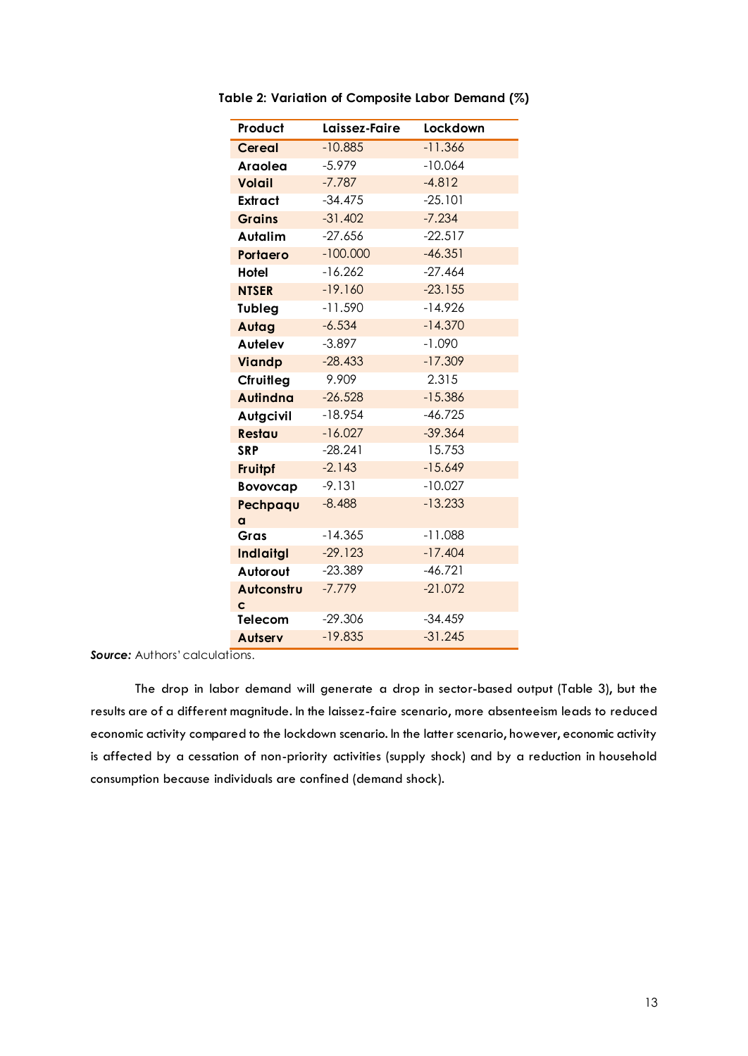**Table 2: Variation of Composite Labor Demand (%)**

| Product | Laissez-Faire | Lockdown |
|---|---|---|
| **Cereal** | -10.885 | -11.366 |
| **Araolea** | -5.979 | -10.064 |
| **Volail** | -7.787 | -4.812 |
| **Extract** | -34.475 | -25.101 |
| **Grains** | -31.402 | -7.234 |
| **Autalim** | -27.656 | -22.517 |
| **Portaero** | -100.000 | -46.351 |
| **Hotel** | -16.262 | -27.464 |
| **NTSER** | -19.160 | -23.155 |
| **Tubleg** | -11.590 | -14.926 |
| **Autag** | -6.534 | -14.370 |
| **Autelev** | -3.897 | -1.090 |
| **Viandp** | -28.433 | -17.309 |
| **Cfruitleg** | 9.909 | 2.315 |
| **Autindna** | -26.528 | -15.386 |
| **Autgcivil** | -18.954 | -46.725 |
| **Restau** | -16.027 | -39.364 |
| **SRP** | -28.241 | 15.753 |
| **Fruitpf** | -2.143 | -15.649 |
| **Bovovcap** | -9.131 | -10.027 |
| **Pechpaqua** | -8.488 | -13.233 |
| **Gras** | -14.365 | -11.088 |
| **Indlaitgl** | -29.123 | -17.404 |
| **Autorout** | -23.389 | -46.721 |
| **Autconstruc** | -7.779 | -21.072 |
| **Telecom** | -29.306 | -34.459 |
| **Autserv** | -19.835 | -31.245 |

***Source:*** Authors' calculations.

The drop in labor demand will generate a drop in sector-based output (Table 3), but the results are of a different magnitude. In the laissez-faire scenario, more absenteeism leads to reduced economic activity compared to the lockdown scenario. In the latter scenario, however, economic activity is affected by a cessation of non-priority activities (supply shock) and by a reduction in household consumption because individuals are confined (demand shock).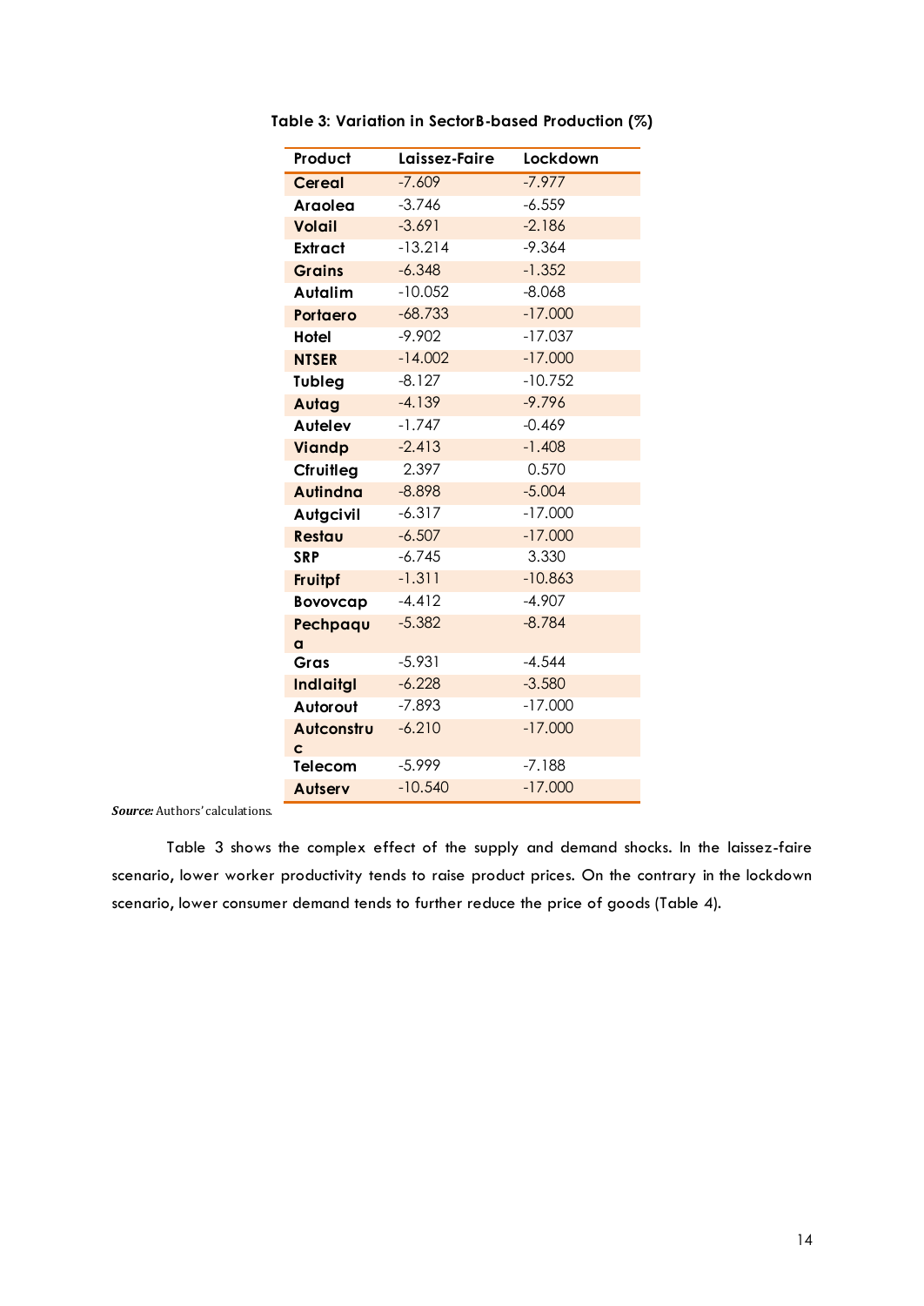**Table 3: Variation in SectorB-based Production (%)**

| Product | Laissez-Faire | Lockdown |
|---|---|---|
| Cereal | -7.609 | -7.977 |
| Araolea | -3.746 | -6.559 |
| Volail | -3.691 | -2.186 |
| Extract | -13.214 | -9.364 |
| Grains | -6.348 | -1.352 |
| Autalim | -10.052 | -8.068 |
| Portaero | -68.733 | -17.000 |
| Hotel | -9.902 | -17.037 |
| NTSER | -14.002 | -17.000 |
| Tubleg | -8.127 | -10.752 |
| Autag | -4.139 | -9.796 |
| Autelev | -1.747 | -0.469 |
| Viandp | -2.413 | -1.408 |
| Cfruitleg | 2.397 | 0.570 |
| Autindna | -8.898 | -5.004 |
| Autgcivil | -6.317 | -17.000 |
| Restau | -6.507 | -17.000 |
| SRP | -6.745 | 3.330 |
| Fruitpf | -1.311 | -10.863 |
| Bovovcap | -4.412 | -4.907 |
| Pechpaqua | -5.382 | -8.784 |
| Gras | -5.931 | -4.544 |
| Indlaitgl | -6.228 | -3.580 |
| Autorout | -7.893 | -17.000 |
| Autconstruc | -6.210 | -17.000 |
| Telecom | -5.999 | -7.188 |
| Autserv | -10.540 | -17.000 |

***Source:*** Authors' calculations.

Table 3 shows the complex effect of the supply and demand shocks. In the laissez-faire scenario, lower worker productivity tends to raise product prices. On the contrary in the lockdown scenario, lower consumer demand tends to further reduce the price of goods (Table 4).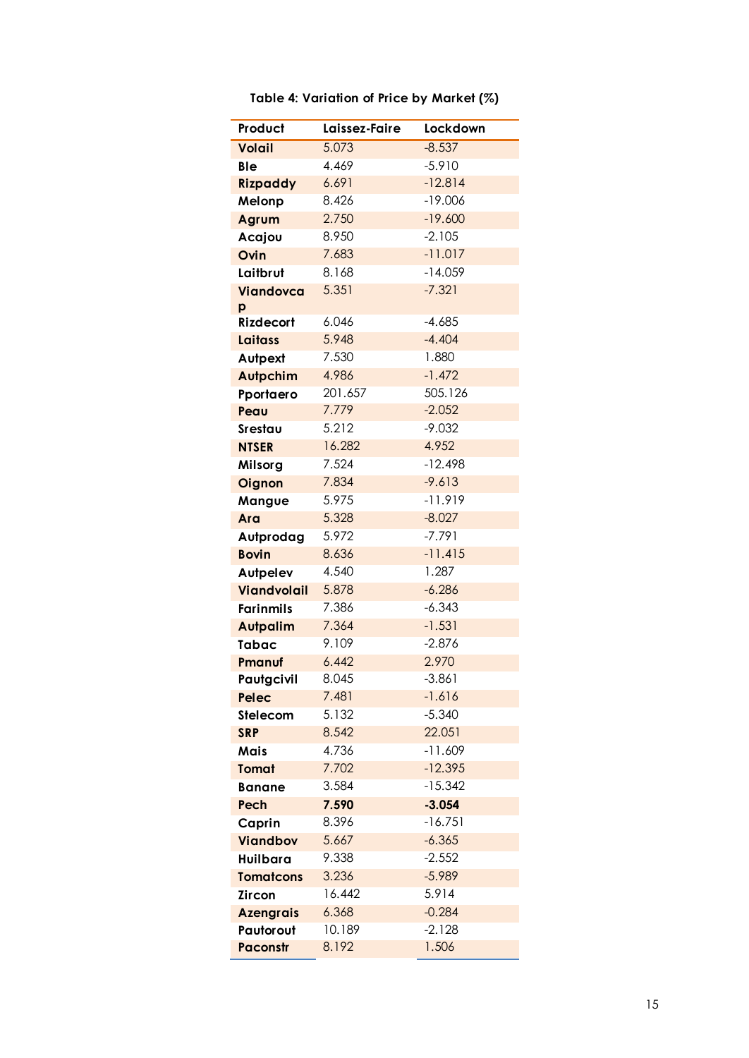Table 4: Variation of Price by Market (%)

| Product | Laissez-Faire | Lockdown |
|---|---|---|
| **Volail** | 5.073 | -8.537 |
| **Ble** | 4.469 | -5.910 |
| **Rizpaddy** | 6.691 | -12.814 |
| **Melonp** | 8.426 | -19.006 |
| **Agrum** | 2.750 | -19.600 |
| **Acajou** | 8.950 | -2.105 |
| **Ovin** | 7.683 | -11.017 |
| **Laitbrut** | 8.168 | -14.059 |
| **Viandovcap** | 5.351 | -7.321 |
| **Rizdecort** | 6.046 | -4.685 |
| **Laitass** | 5.948 | -4.404 |
| **Autpext** | 7.530 | 1.880 |
| **Autpchim** | 4.986 | -1.472 |
| **Pportaero** | 201.657 | 505.126 |
| **Peau** | 7.779 | -2.052 |
| **Srestau** | 5.212 | -9.032 |
| **NTSER** | 16.282 | 4.952 |
| **Milsorg** | 7.524 | -12.498 |
| **Oignon** | 7.834 | -9.613 |
| **Mangue** | 5.975 | -11.919 |
| **Ara** | 5.328 | -8.027 |
| **Autprodag** | 5.972 | -7.791 |
| **Bovin** | 8.636 | -11.415 |
| **Autpelev** | 4.540 | 1.287 |
| **Viandvolail** | 5.878 | -6.286 |
| **Farinmils** | 7.386 | -6.343 |
| **Autpalim** | 7.364 | -1.531 |
| **Tabac** | 9.109 | -2.876 |
| **Pmanuf** | 6.442 | 2.970 |
| **Pautgcivil** | 8.045 | -3.861 |
| **Pelec** | 7.481 | -1.616 |
| **Stelecom** | 5.132 | -5.340 |
| **SRP** | 8.542 | 22.051 |
| **Mais** | 4.736 | -11.609 |
| **Tomat** | 7.702 | -12.395 |
| **Banane** | 3.584 | -15.342 |
| **Pech** | **7.590** | **-3.054** |
| **Caprin** | 8.396 | -16.751 |
| **Viandbov** | 5.667 | -6.365 |
| **Huilbara** | 9.338 | -2.552 |
| **Tomatcons** | 3.236 | -5.989 |
| **Zircon** | 16.442 | 5.914 |
| **Azengrais** | 6.368 | -0.284 |
| **Pautorout** | 10.189 | -2.128 |
| **Paconstr** | 8.192 | 1.506 |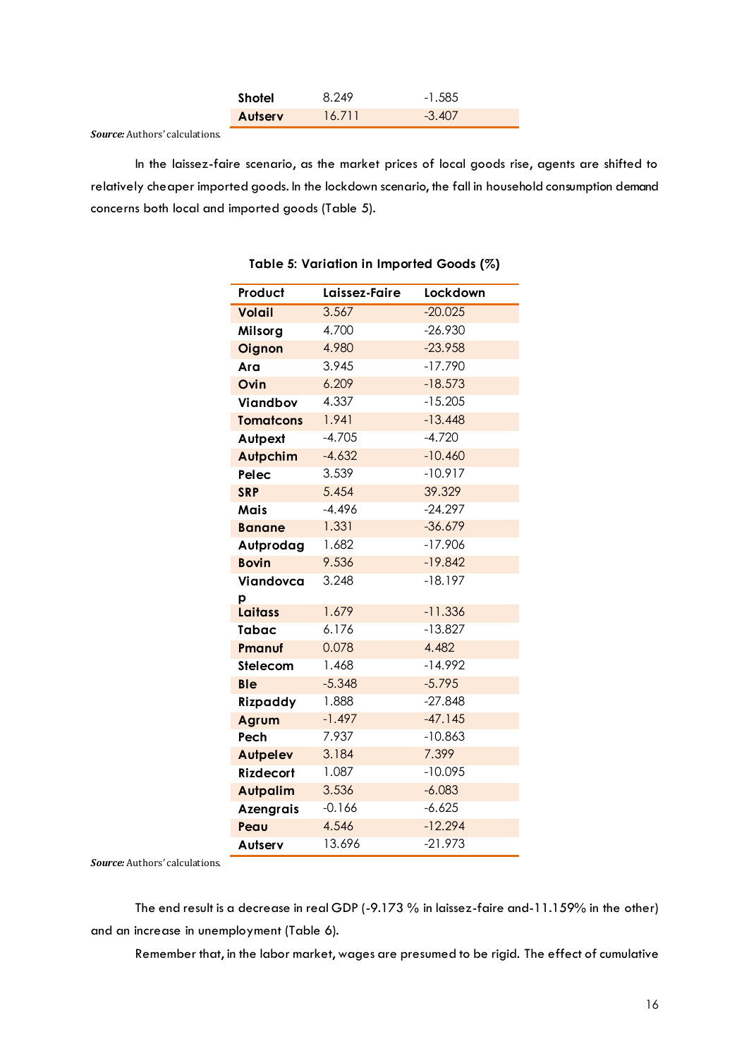| | | |
|---|---|---|
| **Shotel** | 8.249 | -1.585 |
| **Autserv** | 16.711 | -3.407 |

***Source:*** Authors' calculations.

In the laissez-faire scenario, as the market prices of local goods rise, agents are shifted to relatively cheaper imported goods. In the lockdown scenario, the fall in household consumption demand concerns both local and imported goods (Table 5).

**Table 5: Variation in Imported Goods (%)**

| Product | Laissez-Faire | Lockdown |
|---|---|---|
| **Volail** | 3.567 | -20.025 |
| **Milsorg** | 4.700 | -26.930 |
| **Oignon** | 4.980 | -23.958 |
| **Ara** | 3.945 | -17.790 |
| **Ovin** | 6.209 | -18.573 |
| **Viandbov** | 4.337 | -15.205 |
| **Tomatcons** | 1.941 | -13.448 |
| **Autpext** | -4.705 | -4.720 |
| **Autpchim** | -4.632 | -10.460 |
| **Pelec** | 3.539 | -10.917 |
| **SRP** | 5.454 | 39.329 |
| **Mais** | -4.496 | -24.297 |
| **Banane** | 1.331 | -36.679 |
| **Autprodag** | 1.682 | -17.906 |
| **Bovin** | 9.536 | -19.842 |
| **Viandovcap** | 3.248 | -18.197 |
| **Laitass** | 1.679 | -11.336 |
| **Tabac** | 6.176 | -13.827 |
| **Pmanuf** | 0.078 | 4.482 |
| **Stelecom** | 1.468 | -14.992 |
| **Ble** | -5.348 | -5.795 |
| **Rizpaddy** | 1.888 | -27.848 |
| **Agrum** | -1.497 | -47.145 |
| **Pech** | 7.937 | -10.863 |
| **Autpelev** | 3.184 | 7.399 |
| **Rizdecort** | 1.087 | -10.095 |
| **Autpalim** | 3.536 | -6.083 |
| **Azengrais** | -0.166 | -6.625 |
| **Peau** | 4.546 | -12.294 |
| **Autserv** | 13.696 | -21.973 |

***Source:*** Authors' calculations.

The end result is a decrease in real GDP (-9.173 % in laissez-faire and-11.159% in the other) and an increase in unemployment (Table 6).

Remember that, in the labor market, wages are presumed to be rigid. The effect of cumulative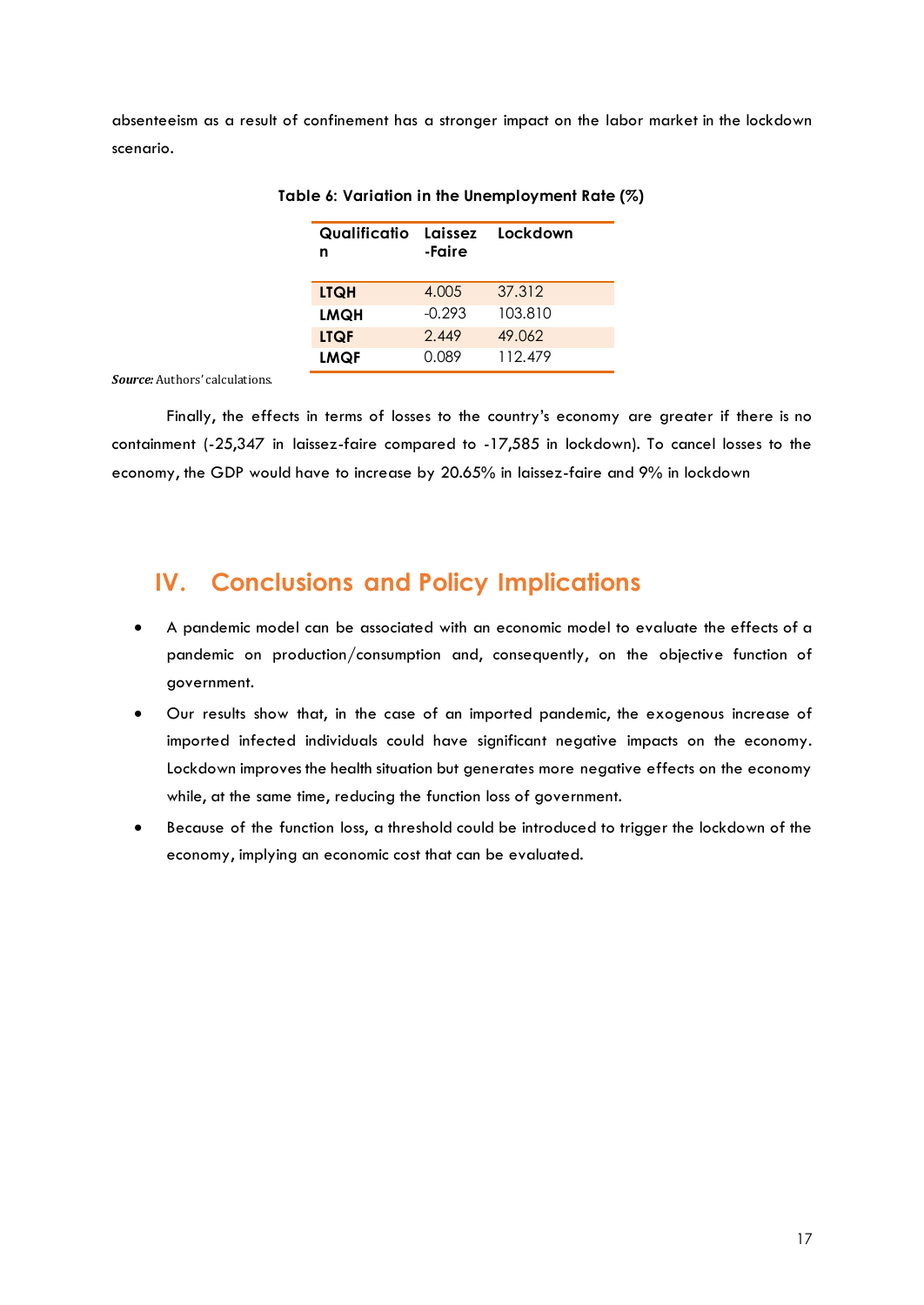absenteeism as a result of confinement has a stronger impact on the labor market in the lockdown scenario.

**Table 6: Variation in the Unemployment Rate (%)**

| Qualification | Laissez-Faire | Lockdown |
|---|---|---|
| **LTQH** | 4.005 | 37.312 |
| **LMQH** | -0.293 | 103.810 |
| **LTQF** | 2.449 | 49.062 |
| **LMQF** | 0.089 | 112.479 |

***Source:*** Authors' calculations.

Finally, the effects in terms of losses to the country's economy are greater if there is no containment (-25,347 in laissez-faire compared to -17,585 in lockdown). To cancel losses to the economy, the GDP would have to increase by 20.65% in laissez-faire and 9% in lockdown

## IV. Conclusions and Policy Implications

- A pandemic model can be associated with an economic model to evaluate the effects of a pandemic on production/consumption and, consequently, on the objective function of government.
- Our results show that, in the case of an imported pandemic, the exogenous increase of imported infected individuals could have significant negative impacts on the economy. Lockdown improves the health situation but generates more negative effects on the economy while, at the same time, reducing the function loss of government.
- Because of the function loss, a threshold could be introduced to trigger the lockdown of the economy, implying an economic cost that can be evaluated.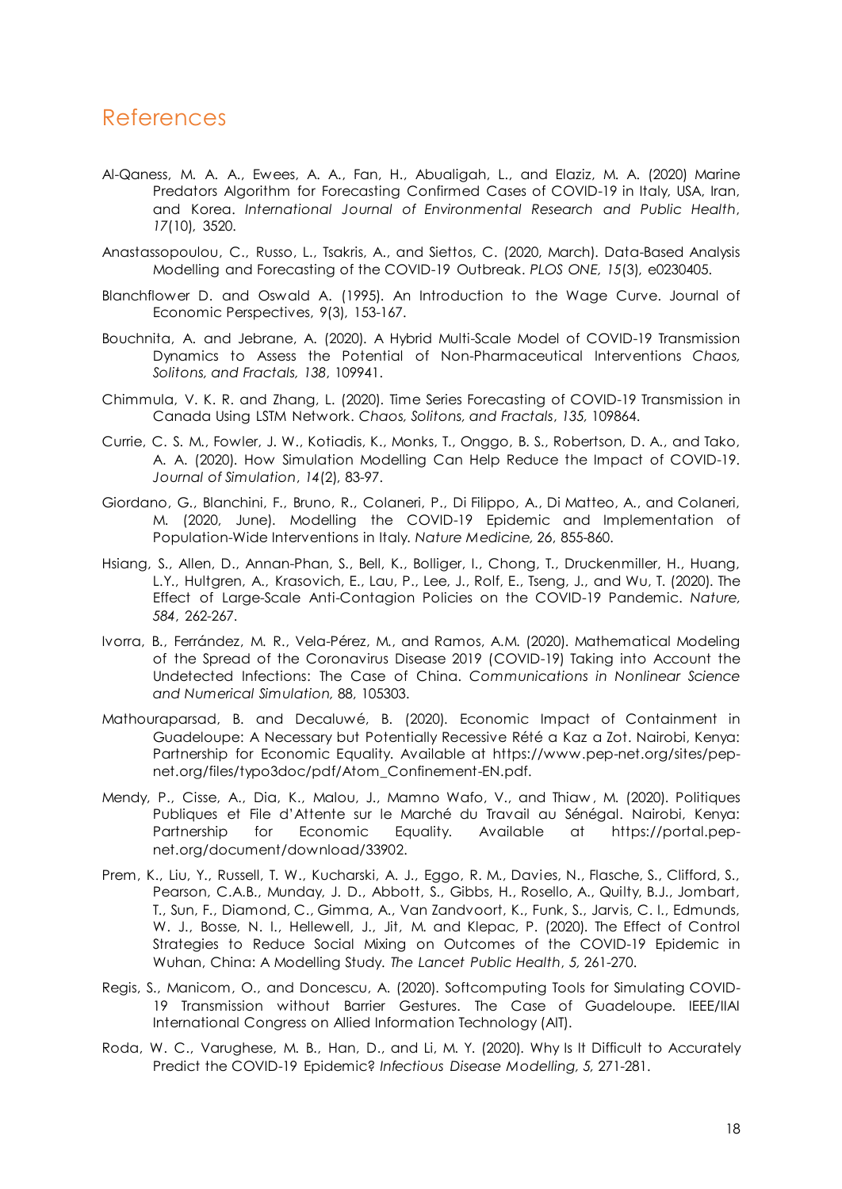## References

Al-Qaness, M. A. A., Ewees, A. A., Fan, H., Abualigah, L., and Elaziz, M. A. (2020) Marine Predators Algorithm for Forecasting Confirmed Cases of COVID-19 in Italy, USA, Iran, and Korea. *International Journal of Environmental Research and Public Health*, *17*(10), 3520.

Anastassopoulou, C., Russo, L., Tsakris, A., and Siettos, C. (2020, March). Data-Based Analysis Modelling and Forecasting of the COVID-19 Outbreak. *PLOS ONE, 15*(3), e0230405.

Blanchflower D. and Oswald A. (1995). An Introduction to the Wage Curve. Journal of Economic Perspectives, 9(3), 153-167.

Bouchnita, A. and Jebrane, A. (2020). A Hybrid Multi-Scale Model of COVID-19 Transmission Dynamics to Assess the Potential of Non-Pharmaceutical Interventions *Chaos, Solitons, and Fractals, 138*, 109941.

Chimmula, V. K. R. and Zhang, L. (2020). Time Series Forecasting of COVID-19 Transmission in Canada Using LSTM Network. *Chaos, Solitons, and Fractals*, *135*, 109864.

Currie, C. S. M., Fowler, J. W., Kotiadis, K., Monks, T., Onggo, B. S., Robertson, D. A., and Tako, A. A. (2020). How Simulation Modelling Can Help Reduce the Impact of COVID-19. *Journal of Simulation*, *14*(2), 83-97.

Giordano, G., Blanchini, F., Bruno, R., Colaneri, P., Di Filippo, A., Di Matteo, A., and Colaneri, M. (2020, June). Modelling the COVID-19 Epidemic and Implementation of Population-Wide Interventions in Italy. *Nature Medicine, 26*, 855-860.

Hsiang, S., Allen, D., Annan-Phan, S., Bell, K., Bolliger, I., Chong, T., Druckenmiller, H., Huang, L.Y., Hultgren, A., Krasovich, E., Lau, P., Lee, J., Rolf, E., Tseng, J., and Wu, T. (2020). The Effect of Large-Scale Anti-Contagion Policies on the COVID-19 Pandemic. *Nature, 584*, 262-267.

Ivorra, B., Ferrández, M. R., Vela-Pérez, M., and Ramos, A.M. (2020). Mathematical Modeling of the Spread of the Coronavirus Disease 2019 (COVID-19) Taking into Account the Undetected Infections: The Case of China. *Communications in Nonlinear Science and Numerical Simulation,* 88, 105303.

Mathouraparsad, B. and Decaluwé, B. (2020). Economic Impact of Containment in Guadeloupe: A Necessary but Potentially Recessive Rété a Kaz a Zot. Nairobi, Kenya: Partnership for Economic Equality. Available at https://www.pep-net.org/sites/pep-net.org/files/typo3doc/pdf/Atom_Confinement-EN.pdf.

Mendy, P., Cisse, A., Dia, K., Malou, J., Mamno Wafo, V., and Thiaw, M. (2020). Politiques Publiques et File d'Attente sur le Marché du Travail au Sénégal. Nairobi, Kenya: Partnership for Economic Equality. Available at https://portal.pep-net.org/document/download/33902.

Prem, K., Liu, Y., Russell, T. W., Kucharski, A. J., Eggo, R. M., Davies, N., Flasche, S., Clifford, S., Pearson, C.A.B., Munday, J. D., Abbott, S., Gibbs, H., Rosello, A., Quilty, B.J., Jombart, T., Sun, F., Diamond, C., Gimma, A., Van Zandvoort, K., Funk, S., Jarvis, C. I., Edmunds, W. J., Bosse, N. I., Hellewell, J., Jit, M. and Klepac, P. (2020). The Effect of Control Strategies to Reduce Social Mixing on Outcomes of the COVID-19 Epidemic in Wuhan, China: A Modelling Study. *The Lancet Public Health*, *5,* 261-270.

Regis, S., Manicom, O., and Doncescu, A. (2020). Softcomputing Tools for Simulating COVID-19 Transmission without Barrier Gestures. The Case of Guadeloupe. IEEE/IIAI International Congress on Allied Information Technology (AIT).

Roda, W. C., Varughese, M. B., Han, D., and Li, M. Y. (2020). Why Is It Difficult to Accurately Predict the COVID-19 Epidemic? *Infectious Disease Modelling, 5,* 271-281.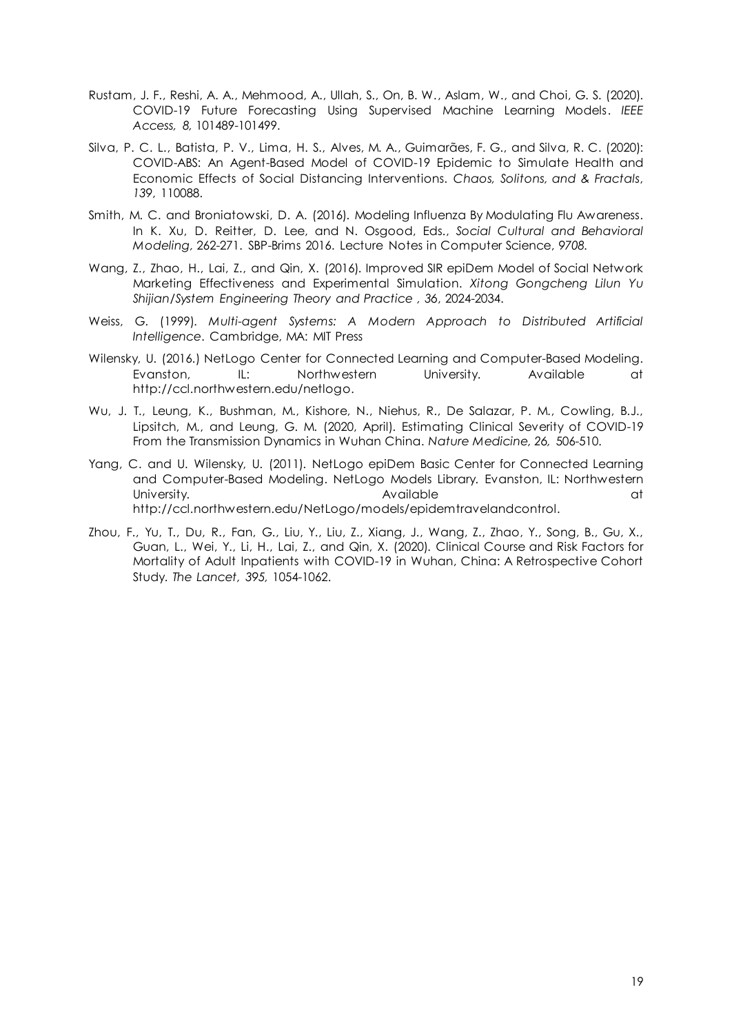Rustam, J. F., Reshi, A. A., Mehmood, A., Ullah, S., On, B. W., Aslam, W., and Choi, G. S. (2020). COVID-19 Future Forecasting Using Supervised Machine Learning Models. *IEEE Access, 8,* 101489-101499.

Silva, P. C. L., Batista, P. V., Lima, H. S., Alves, M. A., Guimarães, F. G., and Silva, R. C. (2020): COVID-ABS: An Agent-Based Model of COVID-19 Epidemic to Simulate Health and Economic Effects of Social Distancing Interventions. *Chaos, Solitons, and & Fractals*, *139*, 110088.

Smith, M. C. and Broniatowski, D. A. (2016). Modeling Influenza By Modulating Flu Awareness. In K. Xu, D. Reitter, D. Lee, and N. Osgood, Eds., *Social Cultural and Behavioral Modeling*, 262-271. SBP-Brims 2016. Lecture Notes in Computer Science, *9708.*

Wang, Z., Zhao, H., Lai, Z., and Qin, X. (2016). Improved SIR epiDem Model of Social Network Marketing Effectiveness and Experimental Simulation. *Xitong Gongcheng Lilun Yu Shijian/System Engineering Theory and Practice* , *36*, 2024-2034.

Weiss, G. (1999). *Multi-agent Systems: A Modern Approach to Distributed Artificial Intelligence*. Cambridge, MA: MIT Press

Wilensky, U. (2016.) NetLogo Center for Connected Learning and Computer-Based Modeling. Evanston, IL: Northwestern University. Available at http://ccl.northwestern.edu/netlogo.

Wu, J. T., Leung, K., Bushman, M., Kishore, N., Niehus, R., De Salazar, P. M., Cowling, B.J., Lipsitch, M., and Leung, G. M. (2020, April). Estimating Clinical Severity of COVID-19 From the Transmission Dynamics in Wuhan China. *Nature Medicine, 26,* 506-510.

Yang, C. and U. Wilensky, U. (2011). NetLogo epiDem Basic Center for Connected Learning and Computer-Based Modeling. NetLogo Models Library. Evanston, IL: Northwestern University. Available at http://ccl.northwestern.edu/NetLogo/models/epidemtravelandcontrol.

Zhou, F., Yu, T., Du, R., Fan, G., Liu, Y., Liu, Z., Xiang, J., Wang, Z., Zhao, Y., Song, B., Gu, X., Guan, L., Wei, Y., Li, H., Lai, Z., and Qin, X. (2020). Clinical Course and Risk Factors for Mortality of Adult Inpatients with COVID-19 in Wuhan, China: A Retrospective Cohort Study. *The Lancet, 395,* 1054-1062.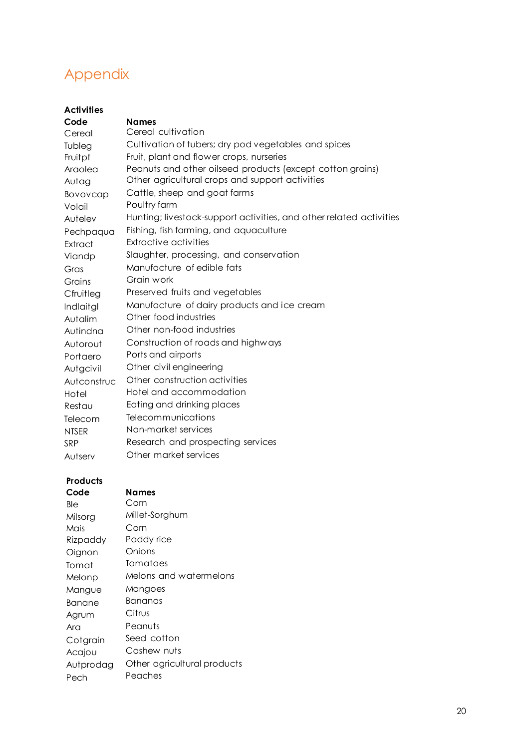# Appendix

**Activities**

| Code | Names |
|---|---|
| Cereal | Cereal cultivation |
| Tubleg | Cultivation of tubers; dry pod vegetables and spices |
| Fruitpf | Fruit, plant and flower crops, nurseries |
| Araolea | Peanuts and other oilseed products (except cotton grains) |
| Autag | Other agricultural crops and support activities |
| Bovovcap | Cattle, sheep and goat farms |
| Volail | Poultry farm |
| Autelev | Hunting; livestock-support activities, and other related activities |
| Pechpaqua | Fishing, fish farming, and aquaculture |
| Extract | Extractive activities |
| Viandp | Slaughter, processing, and conservation |
| Gras | Manufacture of edible fats |
| Grains | Grain work |
| Cfruitleg | Preserved fruits and vegetables |
| Indlaitgl | Manufacture of dairy products and ice cream |
| Autalim | Other food industries |
| Autindna | Other non-food industries |
| Autorout | Construction of roads and highways |
| Portaero | Ports and airports |
| Autgcivil | Other civil engineering |
| Autconstruc | Other construction activities |
| Hotel | Hotel and accommodation |
| Restau | Eating and drinking places |
| Telecom | Telecommunications |
| NTSER | Non-market services |
| SRP | Research and prospecting services |
| Autserv | Other market services |

**Products**

| Code | Names |
|---|---|
| Ble | Corn |
| Milsorg | Millet-Sorghum |
| Mais | Corn |
| Rizpaddy | Paddy rice |
| Oignon | Onions |
| Tomat | Tomatoes |
| Melonp | Melons and watermelons |
| Mangue | Mangoes |
| Banane | Bananas |
| Agrum | Citrus |
| Ara | Peanuts |
| Cotgrain | Seed cotton |
| Acajou | Cashew nuts |
| Autprodag | Other agricultural products |
| Pech | Peaches |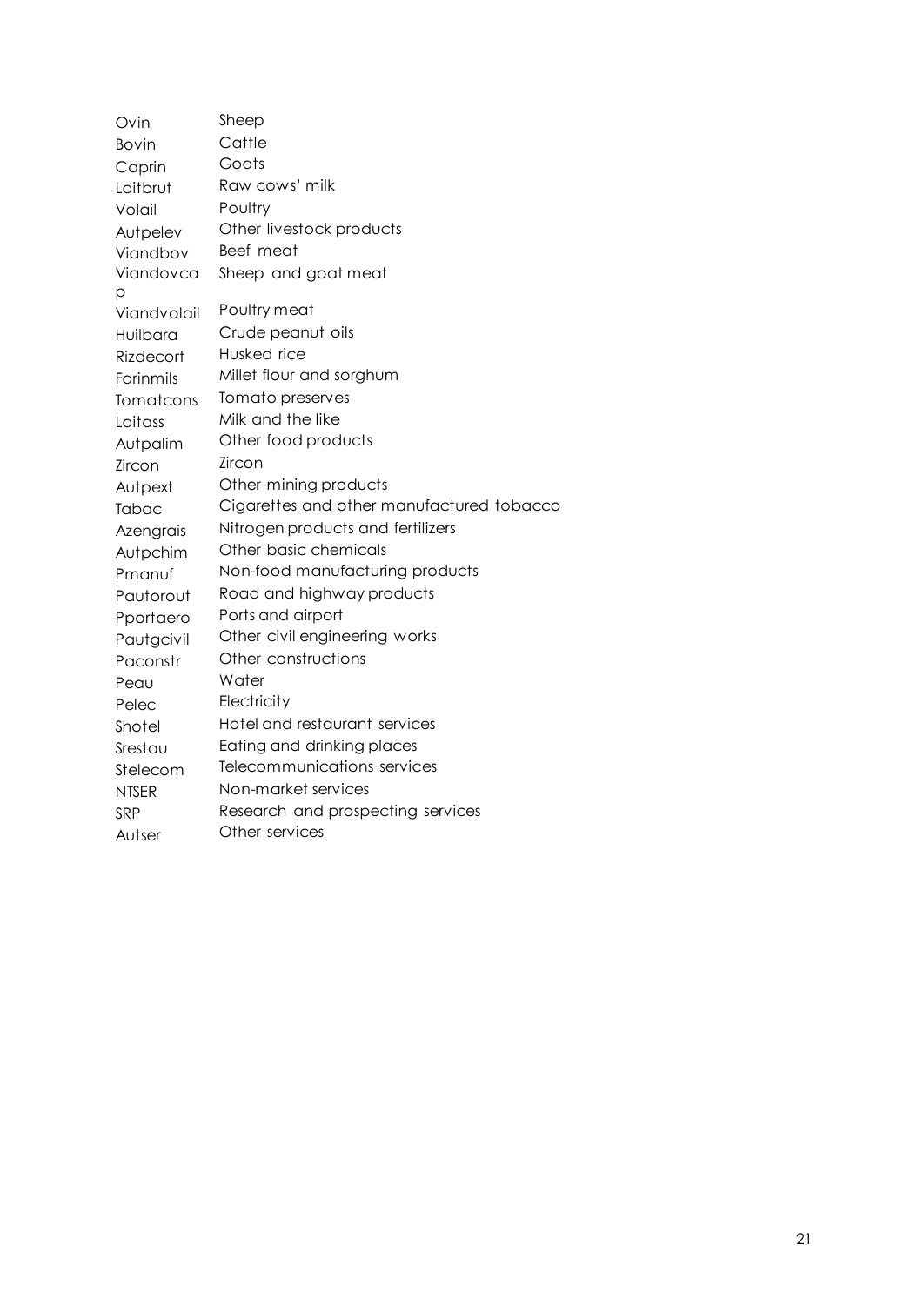| | |
|---|---|
| Ovin | Sheep |
| Bovin | Cattle |
| Caprin | Goats |
| Laitbrut | Raw cows' milk |
| Volail | Poultry |
| Autpelev | Other livestock products |
| Viandbov | Beef meat |
| Viandovcap | Sheep and goat meat |
| Viandvolail | Poultry meat |
| Huilbara | Crude peanut oils |
| Rizdecort | Husked rice |
| Farinmils | Millet flour and sorghum |
| Tomatcons | Tomato preserves |
| Laitass | Milk and the like |
| Autpalim | Other food products |
| Zircon | Zircon |
| Autpext | Other mining products |
| Tabac | Cigarettes and other manufactured tobacco |
| Azengrais | Nitrogen products and fertilizers |
| Autpchim | Other basic chemicals |
| Pmanuf | Non-food manufacturing products |
| Pautorout | Road and highway products |
| Pportaero | Ports and airport |
| Pautgcivil | Other civil engineering works |
| Paconstr | Other constructions |
| Peau | Water |
| Pelec | Electricity |
| Shotel | Hotel and restaurant services |
| Srestau | Eating and drinking places |
| Stelecom | Telecommunications services |
| NTSER | Non-market services |
| SRP | Research and prospecting services |
| Autser | Other services |